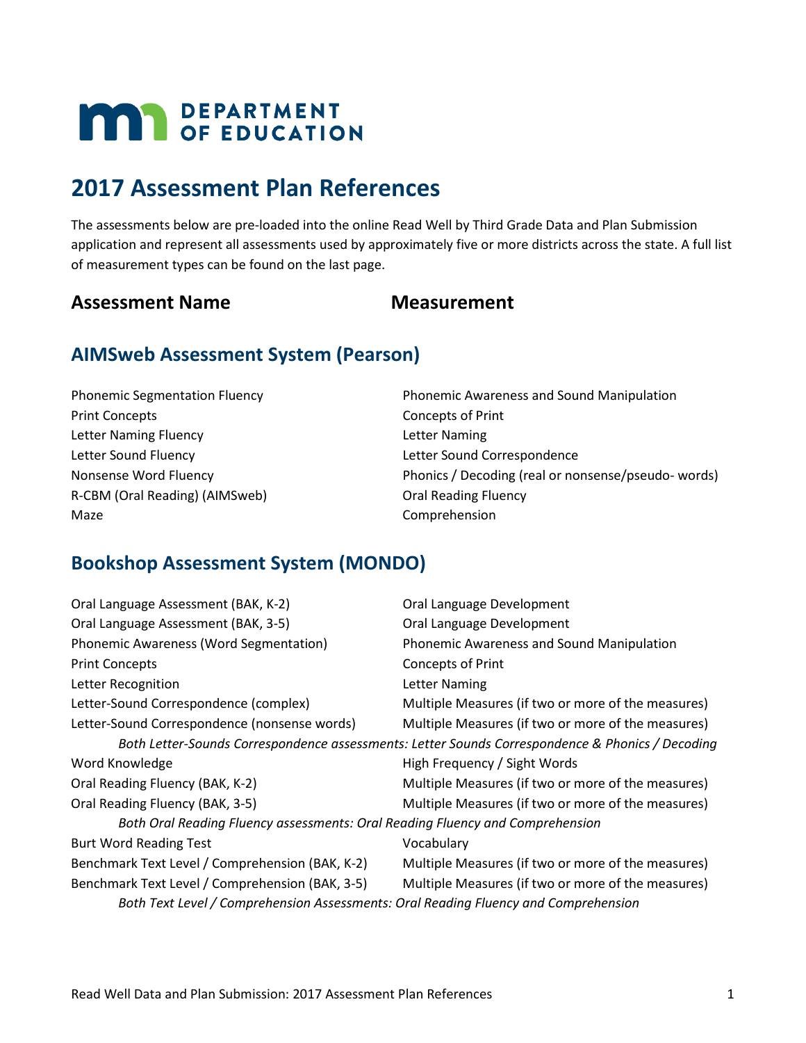# DEPARTMENT OF EDUCATION

# 2017 Assessment Plan References

The assessments below are pre-loaded into the online Read Well by Third Grade Data and Plan Submission application and represent all assessments used by approximately five or more districts across the state. A full list of measurement types can be found on the last page.

## AIMSweb Assessment System (Pearson)

| Assessment Name | Measurement |
| --- | --- |
| Phonemic Segmentation Fluency | Phonemic Awareness and Sound Manipulation |
| Print Concepts | Concepts of Print |
| Letter Naming Fluency | Letter Naming |
| Letter Sound Fluency | Letter Sound Correspondence |
| Nonsense Word Fluency | Phonics / Decoding (real or nonsense/pseudo- words) |
| R-CBM (Oral Reading) (AIMSweb) | Oral Reading Fluency |
| Maze | Comprehension |

## Bookshop Assessment System (MONDO)

| Assessment Name | Measurement |
| --- | --- |
| Oral Language Assessment (BAK, K-2) | Oral Language Development |
| Oral Language Assessment (BAK, 3-5) | Oral Language Development |
| Phonemic Awareness (Word Segmentation) | Phonemic Awareness and Sound Manipulation |
| Print Concepts | Concepts of Print |
| Letter Recognition | Letter Naming |
| Letter-Sound Correspondence (complex) | Multiple Measures (if two or more of the measures) |
| Letter-Sound Correspondence (nonsense words) | Multiple Measures (if two or more of the measures) |
| *Both Letter-Sounds Correspondence assessments: Letter Sounds Correspondence & Phonics / Decoding* | |
| Word Knowledge | High Frequency / Sight Words |
| Oral Reading Fluency (BAK, K-2) | Multiple Measures (if two or more of the measures) |
| Oral Reading Fluency (BAK, 3-5) | Multiple Measures (if two or more of the measures) |
| *Both Oral Reading Fluency assessments: Oral Reading Fluency and Comprehension* | |
| Burt Word Reading Test | Vocabulary |
| Benchmark Text Level / Comprehension (BAK, K-2) | Multiple Measures (if two or more of the measures) |
| Benchmark Text Level / Comprehension (BAK, 3-5) | Multiple Measures (if two or more of the measures) |
| *Both Text Level / Comprehension Assessments: Oral Reading Fluency and Comprehension* | |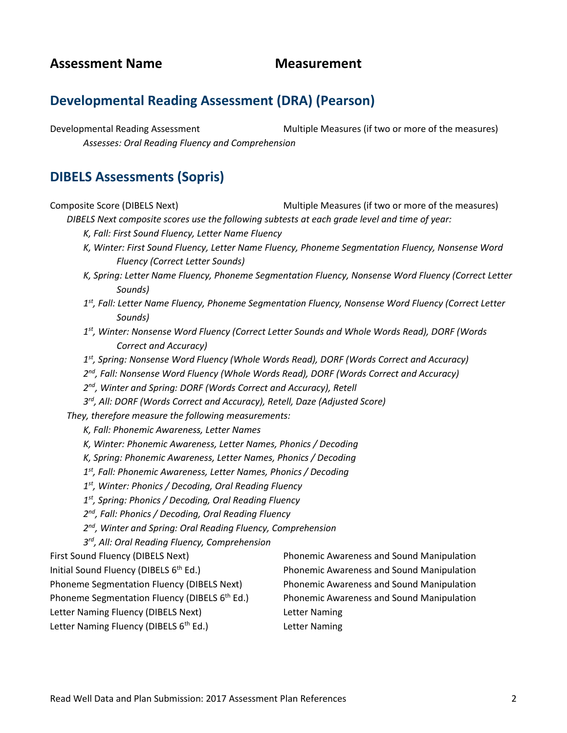| Assessment Name | Measurement |
|---|---|

## Developmental Reading Assessment (DRA) (Pearson)

| | |
|---|---|
| Developmental Reading Assessment | Multiple Measures (if two or more of the measures) |

*Assesses: Oral Reading Fluency and Comprehension*

## DIBELS Assessments (Sopris)

| | |
|---|---|
| Composite Score (DIBELS Next) | Multiple Measures (if two or more of the measures) |

*DIBELS Next composite scores use the following subtests at each grade level and time of year:*

- *K, Fall: First Sound Fluency, Letter Name Fluency*
- *K, Winter: First Sound Fluency, Letter Name Fluency, Phoneme Segmentation Fluency, Nonsense Word Fluency (Correct Letter Sounds)*
- *K, Spring: Letter Name Fluency, Phoneme Segmentation Fluency, Nonsense Word Fluency (Correct Letter Sounds)*
- *1st, Fall: Letter Name Fluency, Phoneme Segmentation Fluency, Nonsense Word Fluency (Correct Letter Sounds)*
- *1st, Winter: Nonsense Word Fluency (Correct Letter Sounds and Whole Words Read), DORF (Words Correct and Accuracy)*
- *1st, Spring: Nonsense Word Fluency (Whole Words Read), DORF (Words Correct and Accuracy)*
- *2nd, Fall: Nonsense Word Fluency (Whole Words Read), DORF (Words Correct and Accuracy)*
- *2nd, Winter and Spring: DORF (Words Correct and Accuracy), Retell*
- *3rd, All: DORF (Words Correct and Accuracy), Retell, Daze (Adjusted Score)*

*They, therefore measure the following measurements:*

- *K, Fall: Phonemic Awareness, Letter Names*
- *K, Winter: Phonemic Awareness, Letter Names, Phonics / Decoding*
- *K, Spring: Phonemic Awareness, Letter Names, Phonics / Decoding*
- *1st, Fall: Phonemic Awareness, Letter Names, Phonics / Decoding*
- *1st, Winter: Phonics / Decoding, Oral Reading Fluency*
- *1st, Spring: Phonics / Decoding, Oral Reading Fluency*
- *2nd, Fall: Phonics / Decoding, Oral Reading Fluency*
- *2nd, Winter and Spring: Oral Reading Fluency, Comprehension*
- *3rd, All: Oral Reading Fluency, Comprehension*

| | |
|---|---|
| First Sound Fluency (DIBELS Next) | Phonemic Awareness and Sound Manipulation |
| Initial Sound Fluency (DIBELS 6th Ed.) | Phonemic Awareness and Sound Manipulation |
| Phoneme Segmentation Fluency (DIBELS Next) | Phonemic Awareness and Sound Manipulation |
| Phoneme Segmentation Fluency (DIBELS 6th Ed.) | Phonemic Awareness and Sound Manipulation |
| Letter Naming Fluency (DIBELS Next) | Letter Naming |
| Letter Naming Fluency (DIBELS 6th Ed.) | Letter Naming |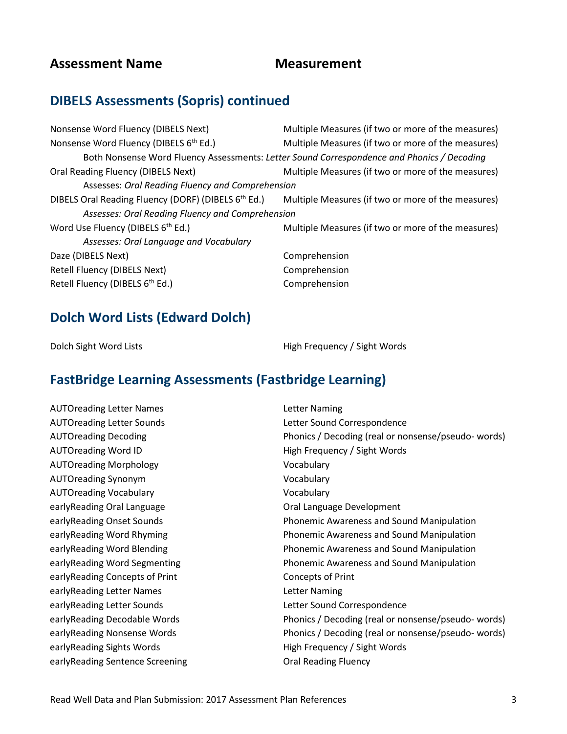| Assessment Name | Measurement |
|---|---|

## DIBELS Assessments (Sopris) continued

| | |
|---|---|
| Nonsense Word Fluency (DIBELS Next) | Multiple Measures (if two or more of the measures) |
| Nonsense Word Fluency (DIBELS 6th Ed.) | Multiple Measures (if two or more of the measures) |
| Both Nonsense Word Fluency Assessments: *Letter Sound Correspondence and Phonics / Decoding* | |
| Oral Reading Fluency (DIBELS Next) | Multiple Measures (if two or more of the measures) |
| Assesses: *Oral Reading Fluency and Comprehension* | |
| DIBELS Oral Reading Fluency (DORF) (DIBELS 6th Ed.) | Multiple Measures (if two or more of the measures) |
| *Assesses: Oral Reading Fluency and Comprehension* | |
| Word Use Fluency (DIBELS 6th Ed.) | Multiple Measures (if two or more of the measures) |
| *Assesses: Oral Language and Vocabulary* | |
| Daze (DIBELS Next) | Comprehension |
| Retell Fluency (DIBELS Next) | Comprehension |
| Retell Fluency (DIBELS 6th Ed.) | Comprehension |

## Dolch Word Lists (Edward Dolch)

| | |
|---|---|
| Dolch Sight Word Lists | High Frequency / Sight Words |

## FastBridge Learning Assessments (Fastbridge Learning)

| | |
|---|---|
| AUTOreading Letter Names | Letter Naming |
| AUTOreading Letter Sounds | Letter Sound Correspondence |
| AUTOreading Decoding | Phonics / Decoding (real or nonsense/pseudo- words) |
| AUTOreading Word ID | High Frequency / Sight Words |
| AUTOreading Morphology | Vocabulary |
| AUTOreading Synonym | Vocabulary |
| AUTOreading Vocabulary | Vocabulary |
| earlyReading Oral Language | Oral Language Development |
| earlyReading Onset Sounds | Phonemic Awareness and Sound Manipulation |
| earlyReading Word Rhyming | Phonemic Awareness and Sound Manipulation |
| earlyReading Word Blending | Phonemic Awareness and Sound Manipulation |
| earlyReading Word Segmenting | Phonemic Awareness and Sound Manipulation |
| earlyReading Concepts of Print | Concepts of Print |
| earlyReading Letter Names | Letter Naming |
| earlyReading Letter Sounds | Letter Sound Correspondence |
| earlyReading Decodable Words | Phonics / Decoding (real or nonsense/pseudo- words) |
| earlyReading Nonsense Words | Phonics / Decoding (real or nonsense/pseudo- words) |
| earlyReading Sights Words | High Frequency / Sight Words |
| earlyReading Sentence Screening | Oral Reading Fluency |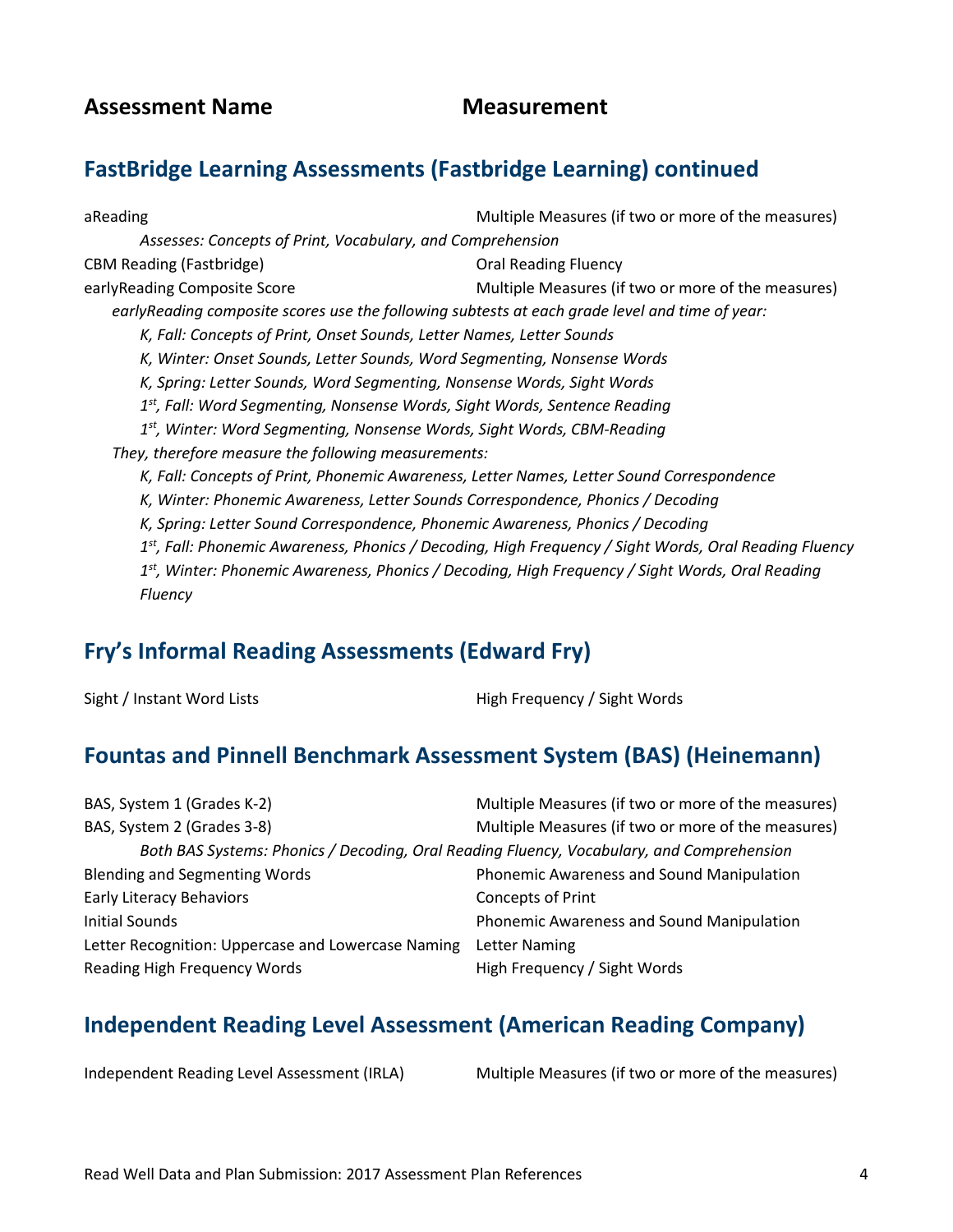| Assessment Name | Measurement |
|---|---|

## FastBridge Learning Assessments (Fastbridge Learning) continued

| | |
|---|---|
| aReading | Multiple Measures (if two or more of the measures) |

*Assesses: Concepts of Print, Vocabulary, and Comprehension*

| | |
|---|---|
| CBM Reading (Fastbridge) | Oral Reading Fluency |
| earlyReading Composite Score | Multiple Measures (if two or more of the measures) |

*earlyReading composite scores use the following subtests at each grade level and time of year:*

- *K, Fall: Concepts of Print, Onset Sounds, Letter Names, Letter Sounds*
- *K, Winter: Onset Sounds, Letter Sounds, Word Segmenting, Nonsense Words*
- *K, Spring: Letter Sounds, Word Segmenting, Nonsense Words, Sight Words*
- *1st, Fall: Word Segmenting, Nonsense Words, Sight Words, Sentence Reading*
- *1st, Winter: Word Segmenting, Nonsense Words, Sight Words, CBM-Reading*

*They, therefore measure the following measurements:*

- *K, Fall: Concepts of Print, Phonemic Awareness, Letter Names, Letter Sound Correspondence*
- *K, Winter: Phonemic Awareness, Letter Sounds Correspondence, Phonics / Decoding*
- *K, Spring: Letter Sound Correspondence, Phonemic Awareness, Phonics / Decoding*
- *1st, Fall: Phonemic Awareness, Phonics / Decoding, High Frequency / Sight Words, Oral Reading Fluency*
- *1st, Winter: Phonemic Awareness, Phonics / Decoding, High Frequency / Sight Words, Oral Reading Fluency*

## Fry's Informal Reading Assessments (Edward Fry)

| | |
|---|---|
| Sight / Instant Word Lists | High Frequency / Sight Words |

## Fountas and Pinnell Benchmark Assessment System (BAS) (Heinemann)

| | |
|---|---|
| BAS, System 1 (Grades K-2) | Multiple Measures (if two or more of the measures) |
| BAS, System 2 (Grades 3-8) | Multiple Measures (if two or more of the measures) |

*Both BAS Systems: Phonics / Decoding, Oral Reading Fluency, Vocabulary, and Comprehension*

| | |
|---|---|
| Blending and Segmenting Words | Phonemic Awareness and Sound Manipulation |
| Early Literacy Behaviors | Concepts of Print |
| Initial Sounds | Phonemic Awareness and Sound Manipulation |
| Letter Recognition: Uppercase and Lowercase Naming | Letter Naming |
| Reading High Frequency Words | High Frequency / Sight Words |

## Independent Reading Level Assessment (American Reading Company)

| | |
|---|---|
| Independent Reading Level Assessment (IRLA) | Multiple Measures (if two or more of the measures) |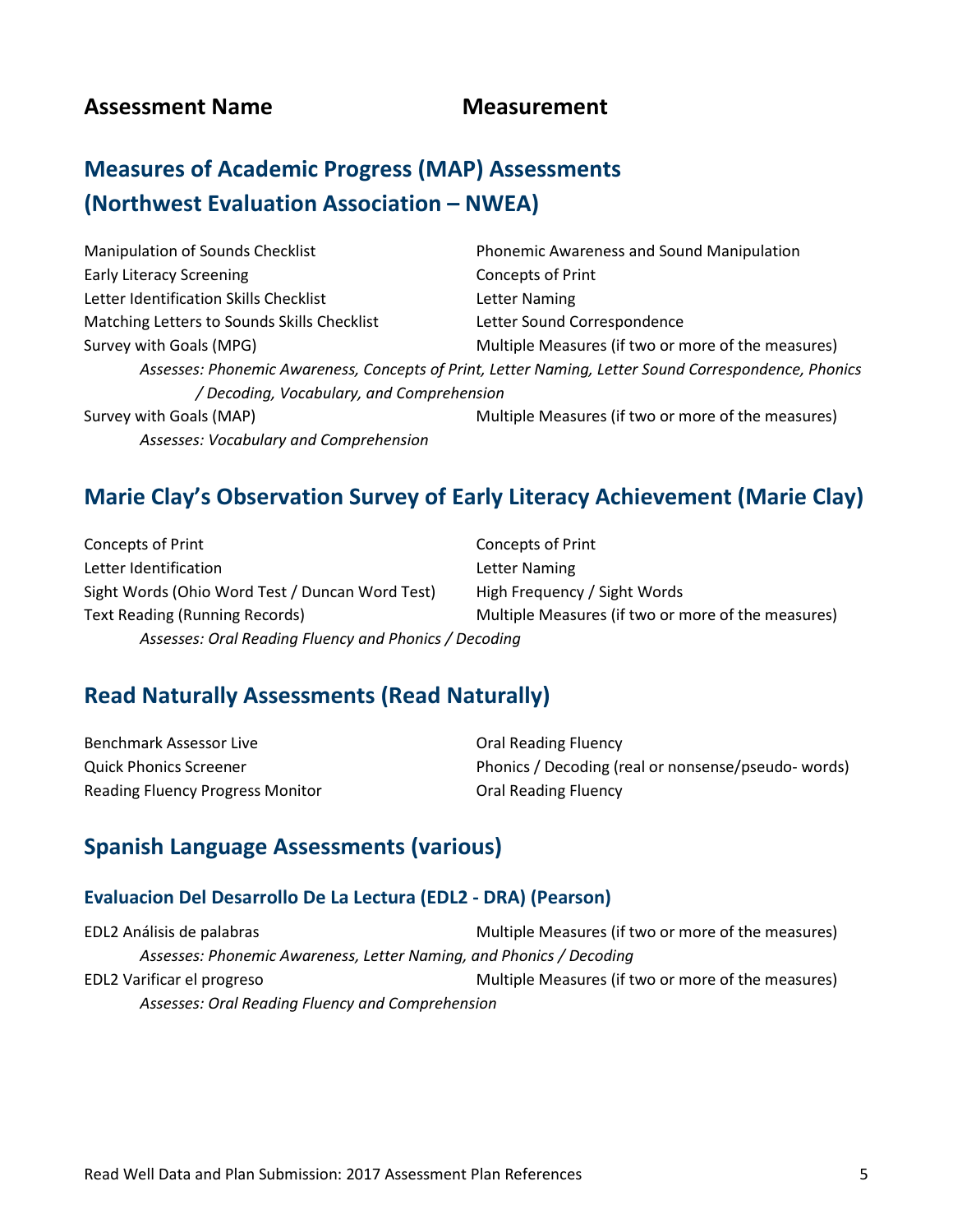| Assessment Name | Measurement |
| --- | --- |

## Measures of Academic Progress (MAP) Assessments (Northwest Evaluation Association – NWEA)

| Assessment Name | Measurement |
| --- | --- |
| Manipulation of Sounds Checklist | Phonemic Awareness and Sound Manipulation |
| Early Literacy Screening | Concepts of Print |
| Letter Identification Skills Checklist | Letter Naming |
| Matching Letters to Sounds Skills Checklist | Letter Sound Correspondence |
| Survey with Goals (MPG) | Multiple Measures (if two or more of the measures) |
| *Assesses: Phonemic Awareness, Concepts of Print, Letter Naming, Letter Sound Correspondence, Phonics / Decoding, Vocabulary, and Comprehension* | |
| Survey with Goals (MAP) | Multiple Measures (if two or more of the measures) |
| *Assesses: Vocabulary and Comprehension* | |

## Marie Clay's Observation Survey of Early Literacy Achievement (Marie Clay)

| Assessment Name | Measurement |
| --- | --- |
| Concepts of Print | Concepts of Print |
| Letter Identification | Letter Naming |
| Sight Words (Ohio Word Test / Duncan Word Test) | High Frequency / Sight Words |
| Text Reading (Running Records) | Multiple Measures (if two or more of the measures) |
| *Assesses: Oral Reading Fluency and Phonics / Decoding* | |

## Read Naturally Assessments (Read Naturally)

| Assessment Name | Measurement |
| --- | --- |
| Benchmark Assessor Live | Oral Reading Fluency |
| Quick Phonics Screener | Phonics / Decoding (real or nonsense/pseudo- words) |
| Reading Fluency Progress Monitor | Oral Reading Fluency |

## Spanish Language Assessments (various)

### Evaluacion Del Desarrollo De La Lectura (EDL2 - DRA) (Pearson)

| Assessment Name | Measurement |
| --- | --- |
| EDL2 Análisis de palabras | Multiple Measures (if two or more of the measures) |
| *Assesses: Phonemic Awareness, Letter Naming, and Phonics / Decoding* | |
| EDL2 Varificar el progreso | Multiple Measures (if two or more of the measures) |
| *Assesses: Oral Reading Fluency and Comprehension* | |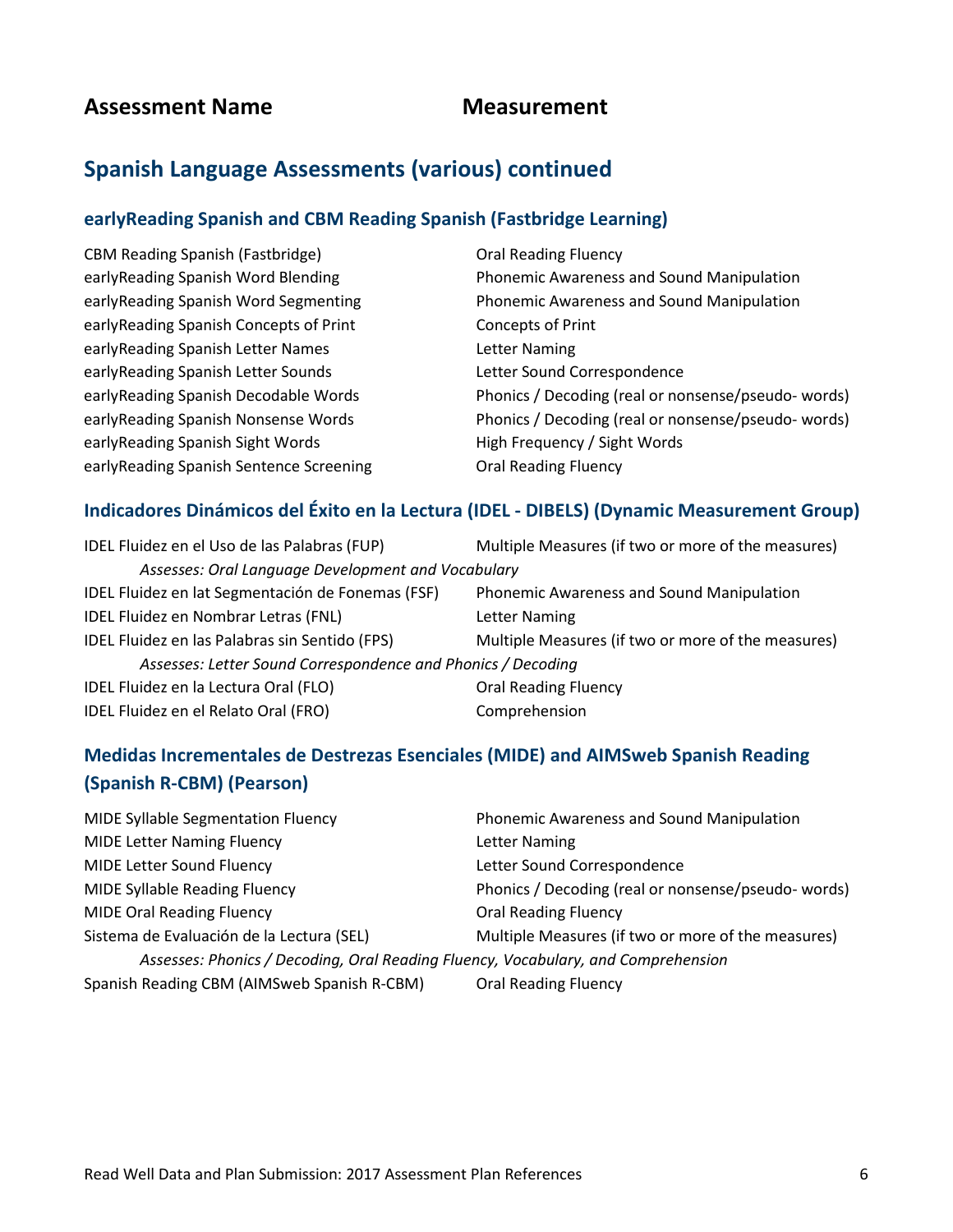| Assessment Name | Measurement |
|---|---|

## Spanish Language Assessments (various) continued

### earlyReading Spanish and CBM Reading Spanish (Fastbridge Learning)

| Assessment Name | Measurement |
|---|---|
| CBM Reading Spanish (Fastbridge) | Oral Reading Fluency |
| earlyReading Spanish Word Blending | Phonemic Awareness and Sound Manipulation |
| earlyReading Spanish Word Segmenting | Phonemic Awareness and Sound Manipulation |
| earlyReading Spanish Concepts of Print | Concepts of Print |
| earlyReading Spanish Letter Names | Letter Naming |
| earlyReading Spanish Letter Sounds | Letter Sound Correspondence |
| earlyReading Spanish Decodable Words | Phonics / Decoding (real or nonsense/pseudo- words) |
| earlyReading Spanish Nonsense Words | Phonics / Decoding (real or nonsense/pseudo- words) |
| earlyReading Spanish Sight Words | High Frequency / Sight Words |
| earlyReading Spanish Sentence Screening | Oral Reading Fluency |

### Indicadores Dinámicos del Éxito en la Lectura (IDEL - DIBELS) (Dynamic Measurement Group)

| Assessment Name | Measurement |
|---|---|
| IDEL Fluidez en el Uso de las Palabras (FUP) | Multiple Measures (if two or more of the measures) |
| *Assesses: Oral Language Development and Vocabulary* | |
| IDEL Fluidez en lat Segmentación de Fonemas (FSF) | Phonemic Awareness and Sound Manipulation |
| IDEL Fluidez en Nombrar Letras (FNL) | Letter Naming |
| IDEL Fluidez en las Palabras sin Sentido (FPS) | Multiple Measures (if two or more of the measures) |
| *Assesses: Letter Sound Correspondence and Phonics / Decoding* | |
| IDEL Fluidez en la Lectura Oral (FLO) | Oral Reading Fluency |
| IDEL Fluidez en el Relato Oral (FRO) | Comprehension |

### Medidas Incrementales de Destrezas Esenciales (MIDE) and AIMSweb Spanish Reading (Spanish R-CBM) (Pearson)

| Assessment Name | Measurement |
|---|---|
| MIDE Syllable Segmentation Fluency | Phonemic Awareness and Sound Manipulation |
| MIDE Letter Naming Fluency | Letter Naming |
| MIDE Letter Sound Fluency | Letter Sound Correspondence |
| MIDE Syllable Reading Fluency | Phonics / Decoding (real or nonsense/pseudo- words) |
| MIDE Oral Reading Fluency | Oral Reading Fluency |
| Sistema de Evaluación de la Lectura (SEL) | Multiple Measures (if two or more of the measures) |
| *Assesses: Phonics / Decoding, Oral Reading Fluency, Vocabulary, and Comprehension* | |
| Spanish Reading CBM (AIMSweb Spanish R-CBM) | Oral Reading Fluency |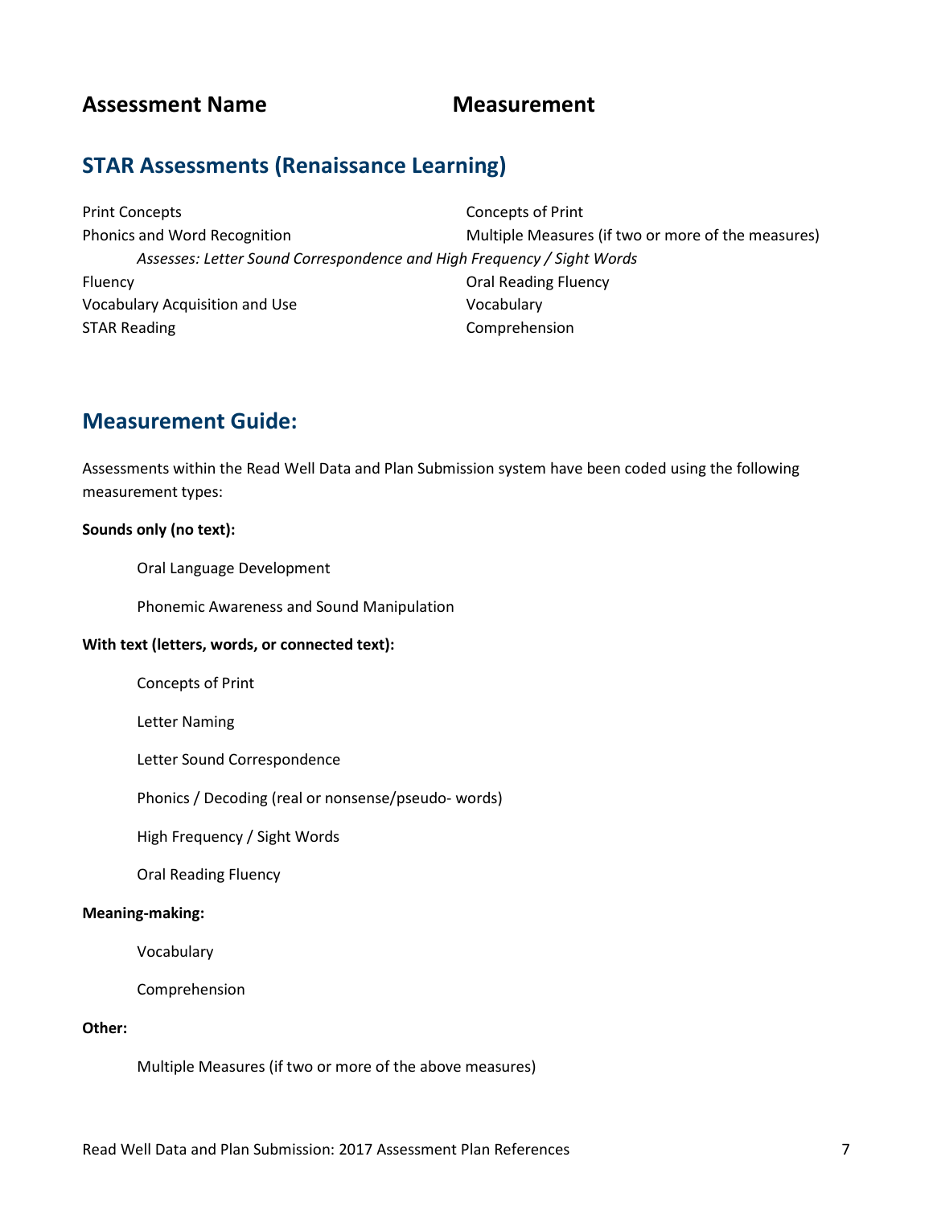| **Assessment Name** | **Measurement** |
|---|---|

## STAR Assessments (Renaissance Learning)

| | |
|---|---|
| Print Concepts | Concepts of Print |
| Phonics and Word Recognition | Multiple Measures (if two or more of the measures) |
| *Assesses: Letter Sound Correspondence and High Frequency / Sight Words* | |
| Fluency | Oral Reading Fluency |
| Vocabulary Acquisition and Use | Vocabulary |
| STAR Reading | Comprehension |

## Measurement Guide:

Assessments within the Read Well Data and Plan Submission system have been coded using the following measurement types:

**Sounds only (no text):**

- Oral Language Development
- Phonemic Awareness and Sound Manipulation

**With text (letters, words, or connected text):**

- Concepts of Print
- Letter Naming
- Letter Sound Correspondence
- Phonics / Decoding (real or nonsense/pseudo- words)
- High Frequency / Sight Words
- Oral Reading Fluency

**Meaning-making:**

- Vocabulary
- Comprehension

**Other:**

- Multiple Measures (if two or more of the above measures)